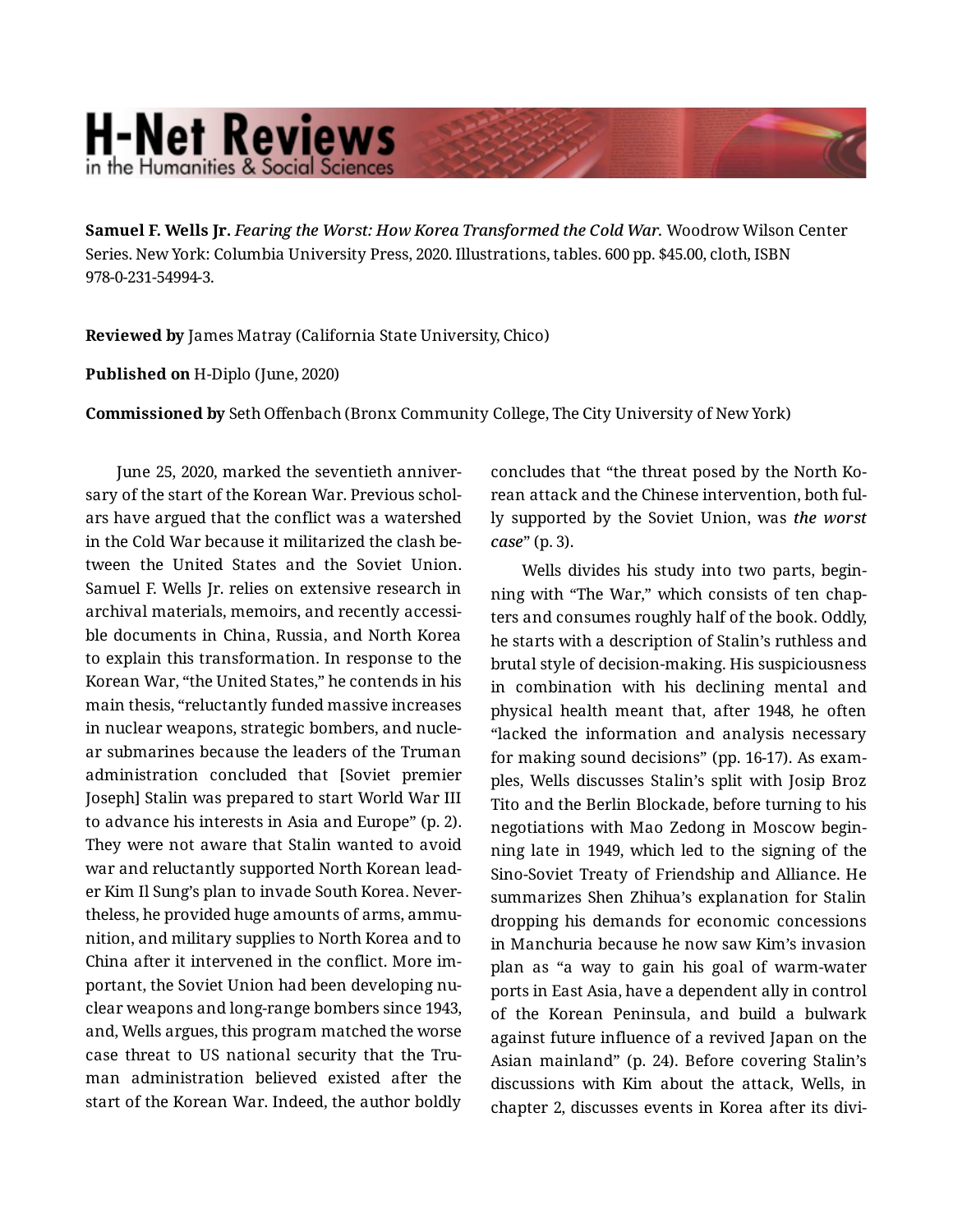**Samuel F. Wells Jr.** *Fearing the Worst: How Korea Transformed the Cold War.* Woodrow Wilson Center Series. New York: Columbia University Press, 2020. Illustrations, tables. 600 pp. $45.00, cloth, ISBN 978-0-231-54994-3.

**Reviewed by** James Matray (California State University, Chico)

**Published on** H-Diplo (June, 2020)

**Commissioned by** Seth Offenbach (Bronx Community College, The City University of New York)

June 25, 2020, marked the seventieth anniversary of the start of the Korean War. Previous scholars have argued that the conflict was a watershed in the Cold War because it militarized the clash between the United States and the Soviet Union. Samuel F. Wells Jr. relies on extensive research in archival materials, memoirs, and recently accessible documents in China, Russia, and North Korea to explain this transformation. In response to the Korean War, "the United States," he contends in his main thesis, "reluctantly funded massive increases in nuclear weapons, strategic bombers, and nuclear submarines because the leaders of the Truman administration concluded that [Soviet premier Joseph] Stalin was prepared to start World War III to advance his interests in Asia and Europe" (p. 2). They were not aware that Stalin wanted to avoid war and reluctantly supported North Korean leader Kim Il Sung's plan to invade South Korea. Nevertheless, he provided huge amounts of arms, ammunition, and military supplies to North Korea and to China after it intervened in the conflict. More important, the Soviet Union had been developing nuclear weapons and long-range bombers since 1943, and, Wells argues, this program matched the worse case threat to US national security that the Truman administration believed existed after the start of the Korean War. Indeed, the author boldly concludes that "the threat posed by the North Korean attack and the Chinese intervention, both fully supported by the Soviet Union, was *the worst case*" (p. 3).

Wells divides his study into two parts, beginning with "The War," which consists of ten chapters and consumes roughly half of the book. Oddly, he starts with a description of Stalin's ruthless and brutal style of decision-making. His suspiciousness in combination with his declining mental and physical health meant that, after 1948, he often "lacked the information and analysis necessary for making sound decisions" (pp. 16-17). As examples, Wells discusses Stalin's split with Josip Broz Tito and the Berlin Blockade, before turning to his negotiations with Mao Zedong in Moscow beginning late in 1949, which led to the signing of the Sino-Soviet Treaty of Friendship and Alliance. He summarizes Shen Zhihua's explanation for Stalin dropping his demands for economic concessions in Manchuria because he now saw Kim's invasion plan as "a way to gain his goal of warm-water ports in East Asia, have a dependent ally in control of the Korean Peninsula, and build a bulwark against future influence of a revived Japan on the Asian mainland" (p. 24). Before covering Stalin's discussions with Kim about the attack, Wells, in chapter 2, discusses events in Korea after its divi-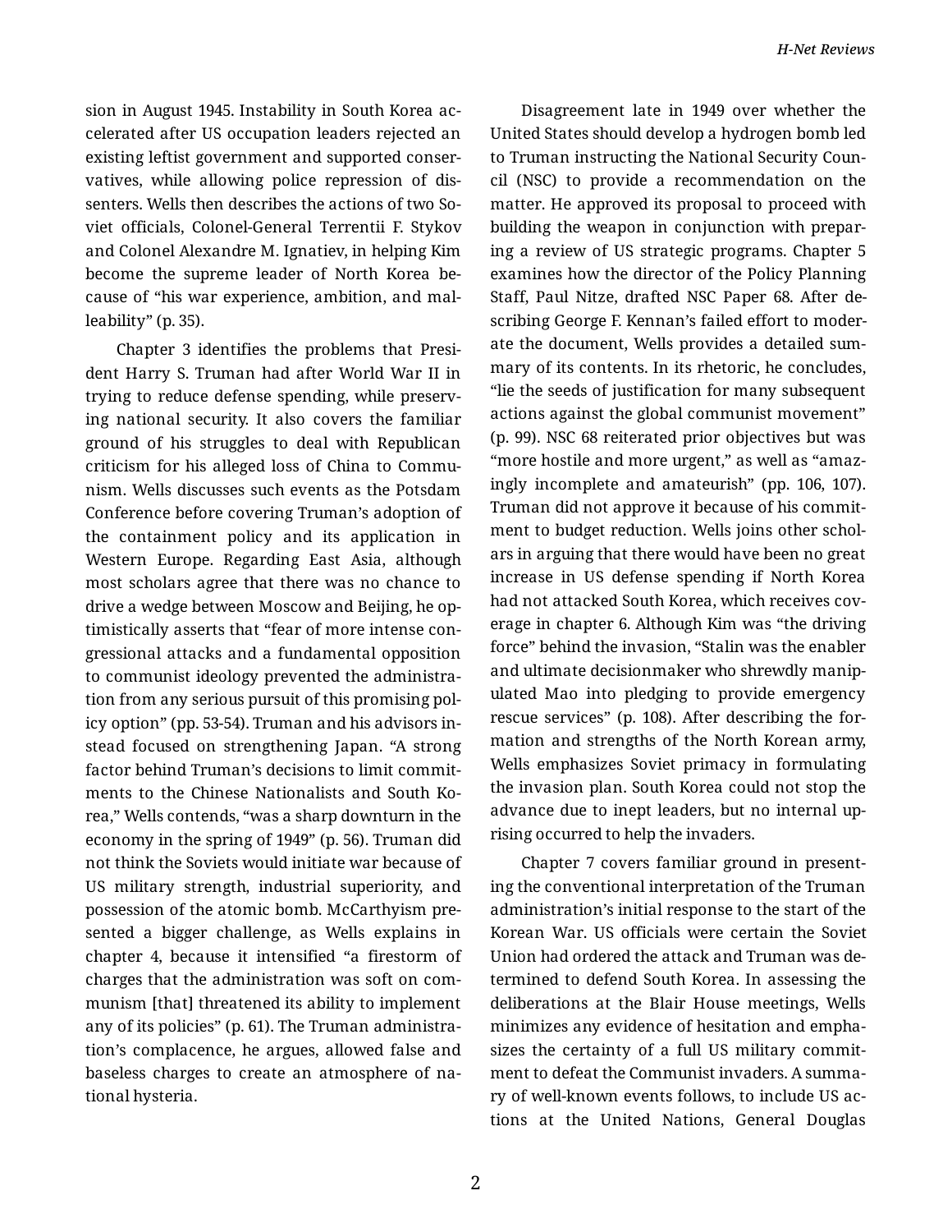sion in August 1945. Instability in South Korea accelerated after US occupation leaders rejected an existing leftist government and supported conservatives, while allowing police repression of dissenters. Wells then describes the actions of two Soviet officials, Colonel-General Terrentii F. Stykov and Colonel Alexandre M. Ignatiev, in helping Kim become the supreme leader of North Korea because of "his war experience, ambition, and malleability" (p. 35).

Chapter 3 identifies the problems that President Harry S. Truman had after World War II in trying to reduce defense spending, while preserving national security. It also covers the familiar ground of his struggles to deal with Republican criticism for his alleged loss of China to Communism. Wells discusses such events as the Potsdam Conference before covering Truman's adoption of the containment policy and its application in Western Europe. Regarding East Asia, although most scholars agree that there was no chance to drive a wedge between Moscow and Beijing, he optimistically asserts that "fear of more intense congressional attacks and a fundamental opposition to communist ideology prevented the administration from any serious pursuit of this promising policy option" (pp. 53-54). Truman and his advisors instead focused on strengthening Japan. "A strong factor behind Truman's decisions to limit commitments to the Chinese Nationalists and South Korea," Wells contends, "was a sharp downturn in the economy in the spring of 1949" (p. 56). Truman did not think the Soviets would initiate war because of US military strength, industrial superiority, and possession of the atomic bomb. McCarthyism presented a bigger challenge, as Wells explains in chapter 4, because it intensified "a firestorm of charges that the administration was soft on communism [that] threatened its ability to implement any of its policies" (p. 61). The Truman administration's complacence, he argues, allowed false and baseless charges to create an atmosphere of national hysteria.

Disagreement late in 1949 over whether the United States should develop a hydrogen bomb led to Truman instructing the National Security Council (NSC) to provide a recommendation on the matter. He approved its proposal to proceed with building the weapon in conjunction with preparing a review of US strategic programs. Chapter 5 examines how the director of the Policy Planning Staff, Paul Nitze, drafted NSC Paper 68. After describing George F. Kennan's failed effort to moderate the document, Wells provides a detailed summary of its contents. In its rhetoric, he concludes, "lie the seeds of justification for many subsequent actions against the global communist movement" (p. 99). NSC 68 reiterated prior objectives but was "more hostile and more urgent," as well as "amazingly incomplete and amateurish" (pp. 106, 107). Truman did not approve it because of his commitment to budget reduction. Wells joins other scholars in arguing that there would have been no great increase in US defense spending if North Korea had not attacked South Korea, which receives coverage in chapter 6. Although Kim was "the driving force" behind the invasion, "Stalin was the enabler and ultimate decisionmaker who shrewdly manipulated Mao into pledging to provide emergency rescue services" (p. 108). After describing the formation and strengths of the North Korean army, Wells emphasizes Soviet primacy in formulating the invasion plan. South Korea could not stop the advance due to inept leaders, but no internal uprising occurred to help the invaders.

Chapter 7 covers familiar ground in presenting the conventional interpretation of the Truman administration's initial response to the start of the Korean War. US officials were certain the Soviet Union had ordered the attack and Truman was determined to defend South Korea. In assessing the deliberations at the Blair House meetings, Wells minimizes any evidence of hesitation and emphasizes the certainty of a full US military commitment to defeat the Communist invaders. A summary of well-known events follows, to include US actions at the United Nations, General Douglas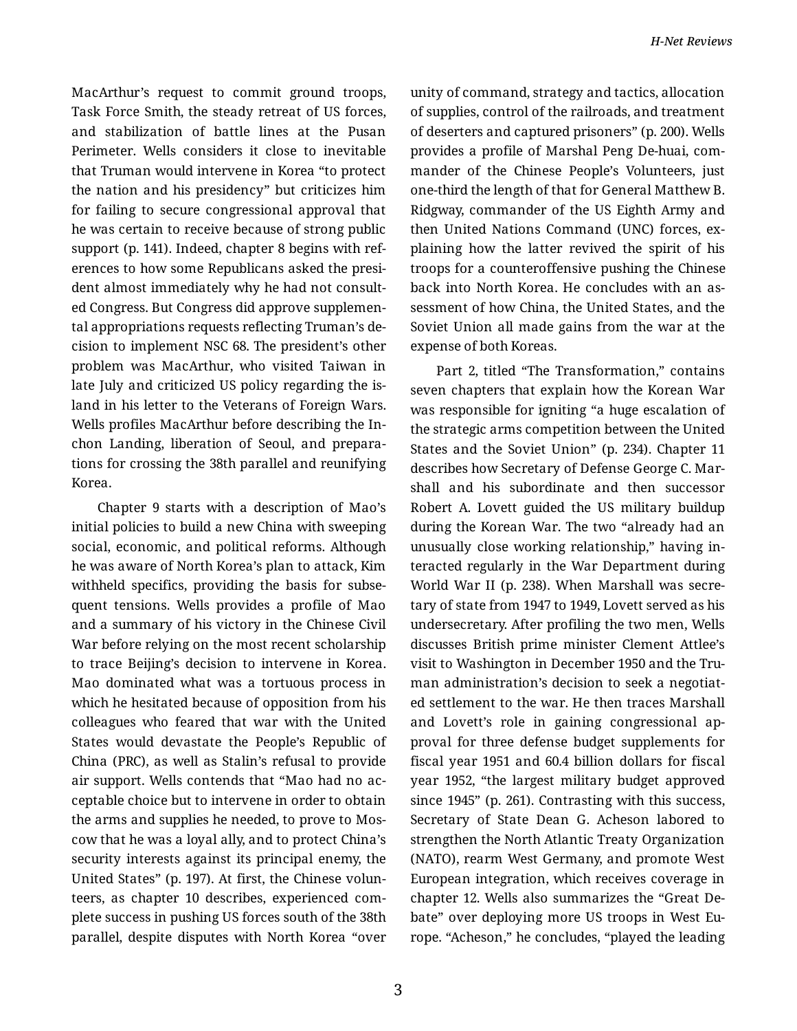MacArthur's request to commit ground troops, Task Force Smith, the steady retreat of US forces, and stabilization of battle lines at the Pusan Perimeter. Wells considers it close to inevitable that Truman would intervene in Korea "to protect the nation and his presidency" but criticizes him for failing to secure congressional approval that he was certain to receive because of strong public support (p. 141). Indeed, chapter 8 begins with references to how some Republicans asked the president almost immediately why he had not consulted Congress. But Congress did approve supplemental appropriations requests reflecting Truman's decision to implement NSC 68. The president's other problem was MacArthur, who visited Taiwan in late July and criticized US policy regarding the island in his letter to the Veterans of Foreign Wars. Wells profiles MacArthur before describing the Inchon Landing, liberation of Seoul, and preparations for crossing the 38th parallel and reunifying Korea.

Chapter 9 starts with a description of Mao's initial policies to build a new China with sweeping social, economic, and political reforms. Although he was aware of North Korea's plan to attack, Kim withheld specifics, providing the basis for subsequent tensions. Wells provides a profile of Mao and a summary of his victory in the Chinese Civil War before relying on the most recent scholarship to trace Beijing's decision to intervene in Korea. Mao dominated what was a tortuous process in which he hesitated because of opposition from his colleagues who feared that war with the United States would devastate the People's Republic of China (PRC), as well as Stalin's refusal to provide air support. Wells contends that "Mao had no acceptable choice but to intervene in order to obtain the arms and supplies he needed, to prove to Moscow that he was a loyal ally, and to protect China's security interests against its principal enemy, the United States" (p. 197). At first, the Chinese volunteers, as chapter 10 describes, experienced complete success in pushing US forces south of the 38th parallel, despite disputes with North Korea "over unity of command, strategy and tactics, allocation of supplies, control of the railroads, and treatment of deserters and captured prisoners" (p. 200). Wells provides a profile of Marshal Peng De-huai, commander of the Chinese People's Volunteers, just one-third the length of that for General Matthew B. Ridgway, commander of the US Eighth Army and then United Nations Command (UNC) forces, explaining how the latter revived the spirit of his troops for a counteroffensive pushing the Chinese back into North Korea. He concludes with an assessment of how China, the United States, and the Soviet Union all made gains from the war at the expense of both Koreas.

Part 2, titled "The Transformation," contains seven chapters that explain how the Korean War was responsible for igniting "a huge escalation of the strategic arms competition between the United States and the Soviet Union" (p. 234). Chapter 11 describes how Secretary of Defense George C. Marshall and his subordinate and then successor Robert A. Lovett guided the US military buildup during the Korean War. The two "already had an unusually close working relationship," having interacted regularly in the War Department during World War II (p. 238). When Marshall was secretary of state from 1947 to 1949, Lovett served as his undersecretary. After profiling the two men, Wells discusses British prime minister Clement Attlee's visit to Washington in December 1950 and the Truman administration's decision to seek a negotiated settlement to the war. He then traces Marshall and Lovett's role in gaining congressional approval for three defense budget supplements for fiscal year 1951 and 60.4 billion dollars for fiscal year 1952, "the largest military budget approved since 1945" (p. 261). Contrasting with this success, Secretary of State Dean G. Acheson labored to strengthen the North Atlantic Treaty Organization (NATO), rearm West Germany, and promote West European integration, which receives coverage in chapter 12. Wells also summarizes the "Great Debate" over deploying more US troops in West Europe. "Acheson," he concludes, "played the leading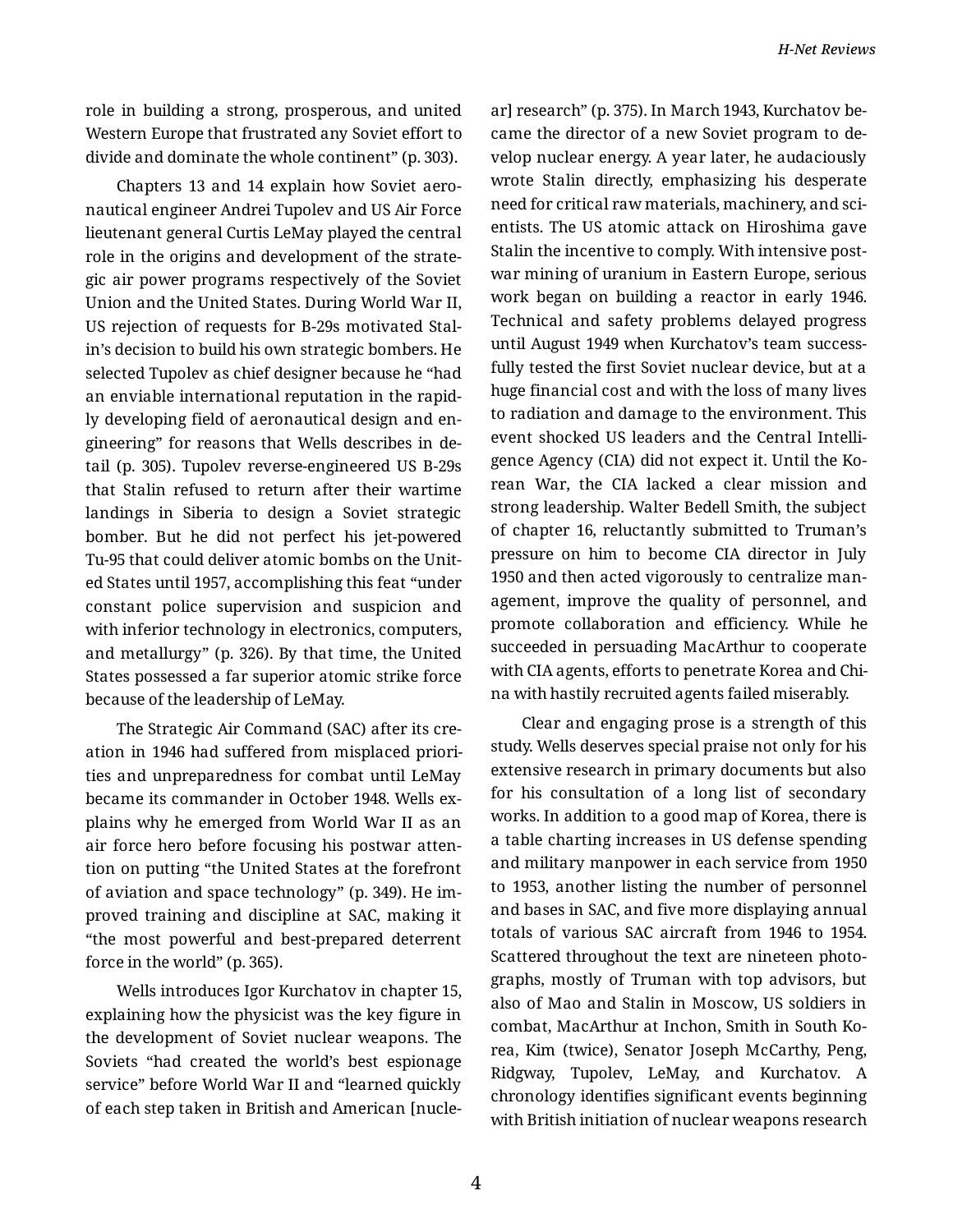role in building a strong, prosperous, and united Western Europe that frustrated any Soviet effort to divide and dominate the whole continent" (p. 303).

Chapters 13 and 14 explain how Soviet aeronautical engineer Andrei Tupolev and US Air Force lieutenant general Curtis LeMay played the central role in the origins and development of the strategic air power programs respectively of the Soviet Union and the United States. During World War II, US rejection of requests for B-29s motivated Stalin's decision to build his own strategic bombers. He selected Tupolev as chief designer because he "had an enviable international reputation in the rapidly developing field of aeronautical design and engineering" for reasons that Wells describes in detail (p. 305). Tupolev reverse-engineered US B-29s that Stalin refused to return after their wartime landings in Siberia to design a Soviet strategic bomber. But he did not perfect his jet-powered Tu-95 that could deliver atomic bombs on the United States until 1957, accomplishing this feat "under constant police supervision and suspicion and with inferior technology in electronics, computers, and metallurgy" (p. 326). By that time, the United States possessed a far superior atomic strike force because of the leadership of LeMay.

The Strategic Air Command (SAC) after its creation in 1946 had suffered from misplaced priorities and unpreparedness for combat until LeMay became its commander in October 1948. Wells explains why he emerged from World War II as an air force hero before focusing his postwar attention on putting "the United States at the forefront of aviation and space technology" (p. 349). He improved training and discipline at SAC, making it "the most powerful and best-prepared deterrent force in the world" (p. 365).

Wells introduces Igor Kurchatov in chapter 15, explaining how the physicist was the key figure in the development of Soviet nuclear weapons. The Soviets "had created the world's best espionage service" before World War II and "learned quickly of each step taken in British and American [nuclear] research" (p. 375). In March 1943, Kurchatov became the director of a new Soviet program to develop nuclear energy. A year later, he audaciously wrote Stalin directly, emphasizing his desperate need for critical raw materials, machinery, and scientists. The US atomic attack on Hiroshima gave Stalin the incentive to comply. With intensive postwar mining of uranium in Eastern Europe, serious work began on building a reactor in early 1946. Technical and safety problems delayed progress until August 1949 when Kurchatov's team successfully tested the first Soviet nuclear device, but at a huge financial cost and with the loss of many lives to radiation and damage to the environment. This event shocked US leaders and the Central Intelligence Agency (CIA) did not expect it. Until the Korean War, the CIA lacked a clear mission and strong leadership. Walter Bedell Smith, the subject of chapter 16, reluctantly submitted to Truman's pressure on him to become CIA director in July 1950 and then acted vigorously to centralize management, improve the quality of personnel, and promote collaboration and efficiency. While he succeeded in persuading MacArthur to cooperate with CIA agents, efforts to penetrate Korea and China with hastily recruited agents failed miserably.

Clear and engaging prose is a strength of this study. Wells deserves special praise not only for his extensive research in primary documents but also for his consultation of a long list of secondary works. In addition to a good map of Korea, there is a table charting increases in US defense spending and military manpower in each service from 1950 to 1953, another listing the number of personnel and bases in SAC, and five more displaying annual totals of various SAC aircraft from 1946 to 1954. Scattered throughout the text are nineteen photographs, mostly of Truman with top advisors, but also of Mao and Stalin in Moscow, US soldiers in combat, MacArthur at Inchon, Smith in South Korea, Kim (twice), Senator Joseph McCarthy, Peng, Ridgway, Tupolev, LeMay, and Kurchatov. A chronology identifies significant events beginning with British initiation of nuclear weapons research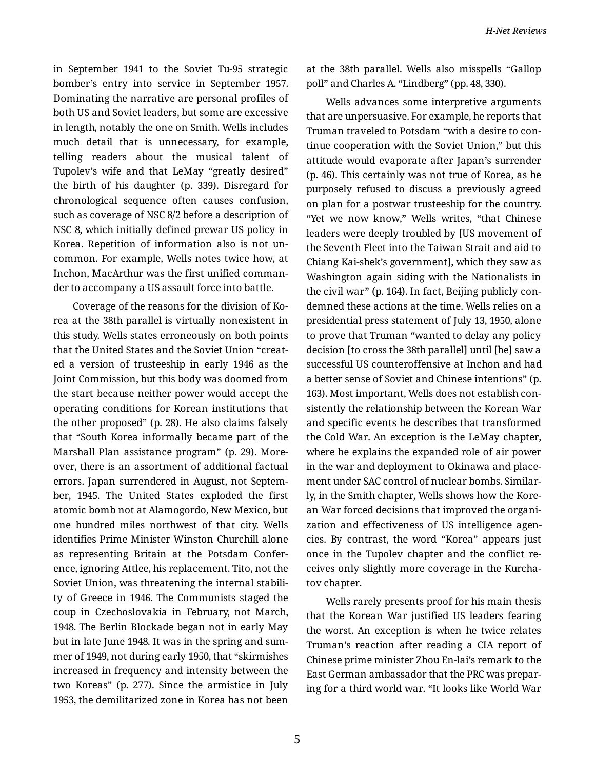in September 1941 to the Soviet Tu-95 strategic bomber's entry into service in September 1957. Dominating the narrative are personal profiles of both US and Soviet leaders, but some are excessive in length, notably the one on Smith. Wells includes much detail that is unnecessary, for example, telling readers about the musical talent of Tupolev's wife and that LeMay "greatly desired" the birth of his daughter (p. 339). Disregard for chronological sequence often causes confusion, such as coverage of NSC 8/2 before a description of NSC 8, which initially defined prewar US policy in Korea. Repetition of information also is not uncommon. For example, Wells notes twice how, at Inchon, MacArthur was the first unified commander to accompany a US assault force into battle.

Coverage of the reasons for the division of Korea at the 38th parallel is virtually nonexistent in this study. Wells states erroneously on both points that the United States and the Soviet Union "created a version of trusteeship in early 1946 as the Joint Commission, but this body was doomed from the start because neither power would accept the operating conditions for Korean institutions that the other proposed" (p. 28). He also claims falsely that "South Korea informally became part of the Marshall Plan assistance program" (p. 29). Moreover, there is an assortment of additional factual errors. Japan surrendered in August, not September, 1945. The United States exploded the first atomic bomb not at Alamogordo, New Mexico, but one hundred miles northwest of that city. Wells identifies Prime Minister Winston Churchill alone as representing Britain at the Potsdam Conference, ignoring Attlee, his replacement. Tito, not the Soviet Union, was threatening the internal stability of Greece in 1946. The Communists staged the coup in Czechoslovakia in February, not March, 1948. The Berlin Blockade began not in early May but in late June 1948. It was in the spring and summer of 1949, not during early 1950, that "skirmishes increased in frequency and intensity between the two Koreas" (p. 277). Since the armistice in July 1953, the demilitarized zone in Korea has not been at the 38th parallel. Wells also misspells "Gallop poll" and Charles A. "Lindberg" (pp. 48, 330).

Wells advances some interpretive arguments that are unpersuasive. For example, he reports that Truman traveled to Potsdam "with a desire to continue cooperation with the Soviet Union," but this attitude would evaporate after Japan's surrender (p. 46). This certainly was not true of Korea, as he purposely refused to discuss a previously agreed on plan for a postwar trusteeship for the country. "Yet we now know," Wells writes, "that Chinese leaders were deeply troubled by [US movement of the Seventh Fleet into the Taiwan Strait and aid to Chiang Kai-shek's government], which they saw as Washington again siding with the Nationalists in the civil war" (p. 164). In fact, Beijing publicly condemned these actions at the time. Wells relies on a presidential press statement of July 13, 1950, alone to prove that Truman "wanted to delay any policy decision [to cross the 38th parallel] until [he] saw a successful US counteroffensive at Inchon and had a better sense of Soviet and Chinese intentions" (p. 163). Most important, Wells does not establish consistently the relationship between the Korean War and specific events he describes that transformed the Cold War. An exception is the LeMay chapter, where he explains the expanded role of air power in the war and deployment to Okinawa and placement under SAC control of nuclear bombs. Similarly, in the Smith chapter, Wells shows how the Korean War forced decisions that improved the organization and effectiveness of US intelligence agencies. By contrast, the word "Korea" appears just once in the Tupolev chapter and the conflict receives only slightly more coverage in the Kurchatov chapter.

Wells rarely presents proof for his main thesis that the Korean War justified US leaders fearing the worst. An exception is when he twice relates Truman's reaction after reading a CIA report of Chinese prime minister Zhou En-lai's remark to the East German ambassador that the PRC was preparing for a third world war. "It looks like World War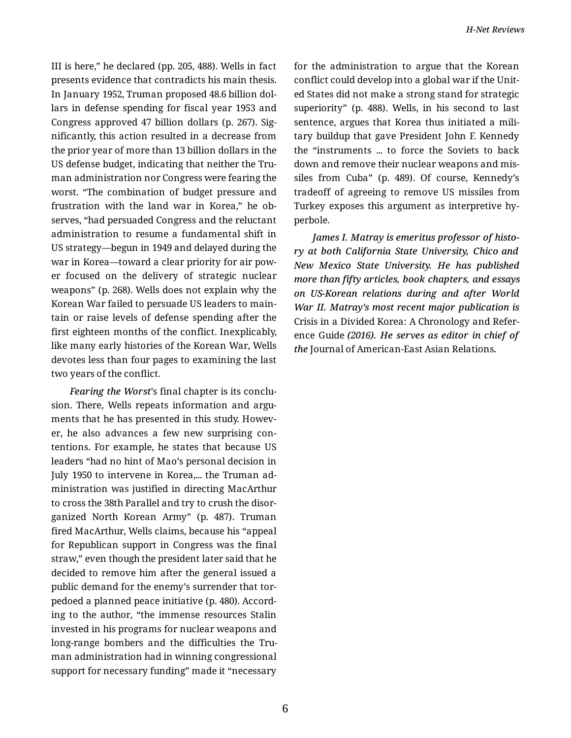III is here," he declared (pp. 205, 488). Wells in fact presents evidence that contradicts his main thesis. In January 1952, Truman proposed 48.6 billion dollars in defense spending for fiscal year 1953 and Congress approved 47 billion dollars (p. 267). Significantly, this action resulted in a decrease from the prior year of more than 13 billion dollars in the US defense budget, indicating that neither the Truman administration nor Congress were fearing the worst. "The combination of budget pressure and frustration with the land war in Korea," he observes, "had persuaded Congress and the reluctant administration to resume a fundamental shift in US strategy—begun in 1949 and delayed during the war in Korea—toward a clear priority for air power focused on the delivery of strategic nuclear weapons" (p. 268). Wells does not explain why the Korean War failed to persuade US leaders to maintain or raise levels of defense spending after the first eighteen months of the conflict. Inexplicably, like many early histories of the Korean War, Wells devotes less than four pages to examining the last two years of the conflict.

*Fearing the Worst*'s final chapter is its conclusion. There, Wells repeats information and arguments that he has presented in this study. However, he also advances a few new surprising contentions. For example, he states that because US leaders "had no hint of Mao's personal decision in July 1950 to intervene in Korea,... the Truman administration was justified in directing MacArthur to cross the 38th Parallel and try to crush the disorganized North Korean Army" (p. 487). Truman fired MacArthur, Wells claims, because his "appeal for Republican support in Congress was the final straw," even though the president later said that he decided to remove him after the general issued a public demand for the enemy's surrender that torpedoed a planned peace initiative (p. 480). According to the author, "the immense resources Stalin invested in his programs for nuclear weapons and long-range bombers and the difficulties the Truman administration had in winning congressional support for necessary funding" made it "necessary for the administration to argue that the Korean conflict could develop into a global war if the United States did not make a strong stand for strategic superiority" (p. 488). Wells, in his second to last sentence, argues that Korea thus initiated a military buildup that gave President John F. Kennedy the "instruments ... to force the Soviets to back down and remove their nuclear weapons and missiles from Cuba" (p. 489). Of course, Kennedy's tradeoff of agreeing to remove US missiles from Turkey exposes this argument as interpretive hyperbole.

***James I. Matray is emeritus professor of history at both California State University, Chico and New Mexico State University. He has published more than fifty articles, book chapters, and essays on US-Korean relations during and after World War II. Matray's most recent major publication is*** Crisis in a Divided Korea: A Chronology and Reference Guide ***(2016). He serves as editor in chief of the*** Journal of American-East Asian Relations.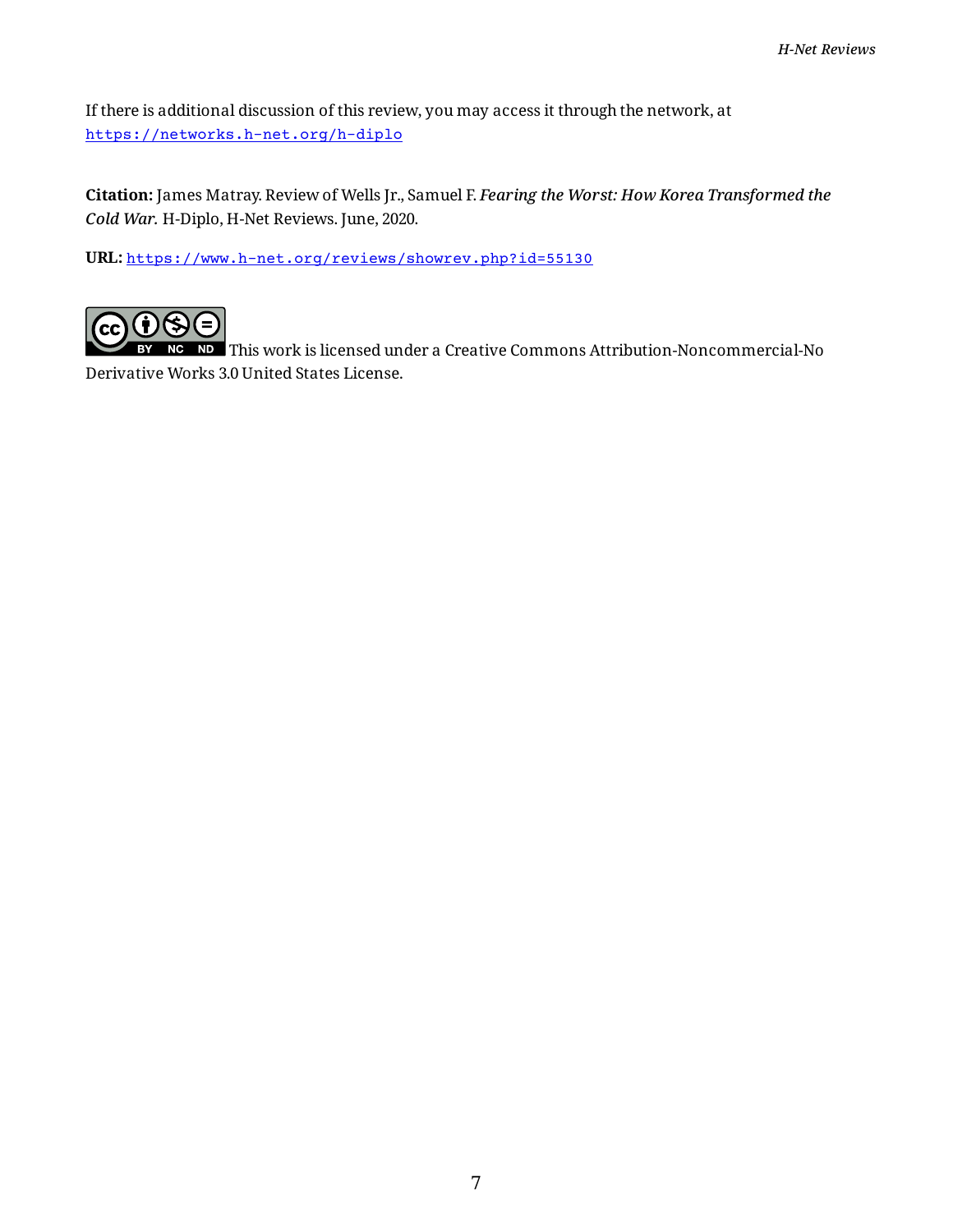If there is additional discussion of this review, you may access it through the network, at https://networks.h-net.org/h-diplo

**Citation:** James Matray. Review of Wells Jr., Samuel F. *Fearing the Worst: How Korea Transformed the Cold War.* H-Diplo, H-Net Reviews. June, 2020.

**URL:** https://www.h-net.org/reviews/showrev.php?id=55130

This work is licensed under a Creative Commons Attribution-Noncommercial-No Derivative Works 3.0 United States License.